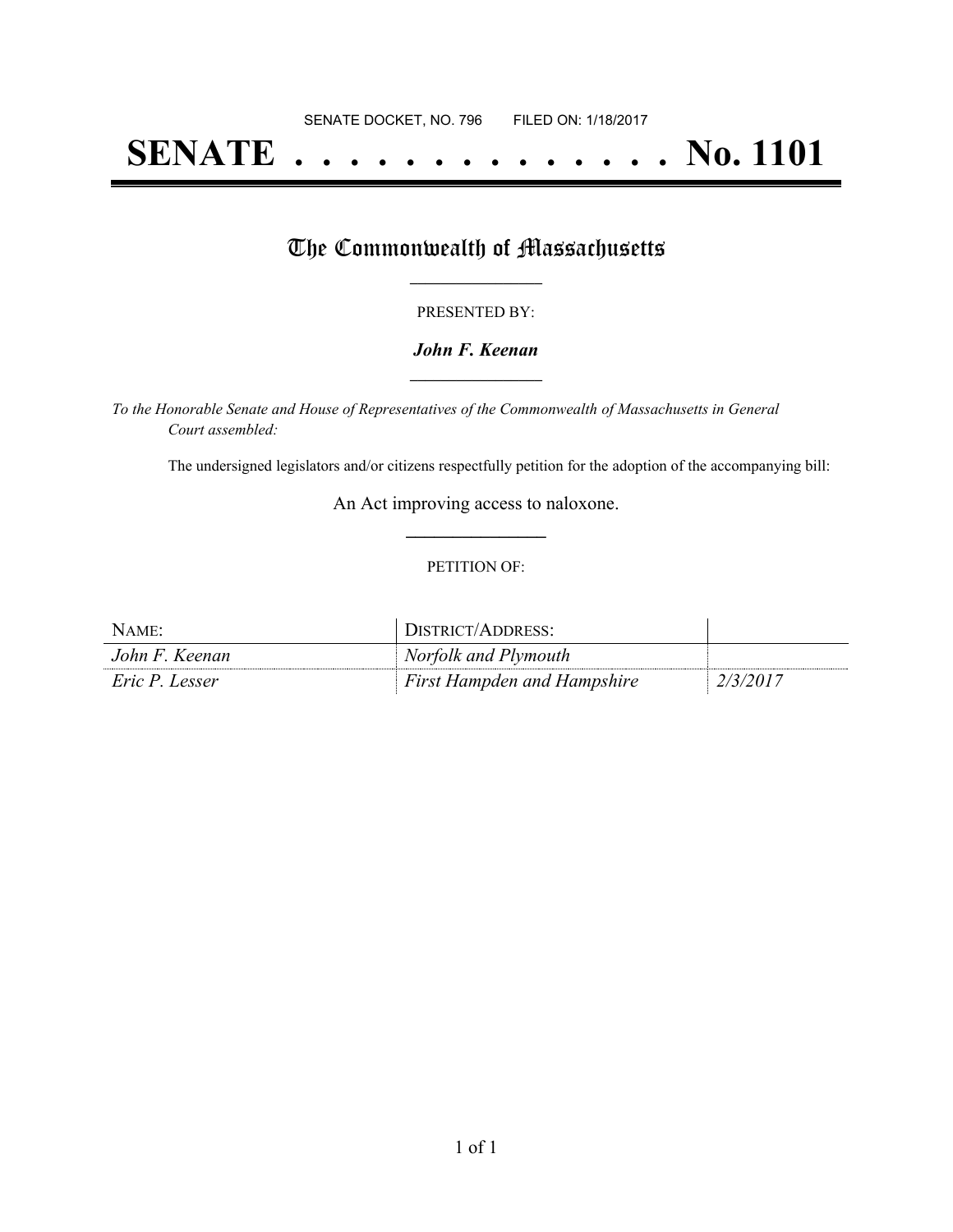SENATE DOCKET, NO. 796        FILED ON: 1/18/2017

# SENATE . . . . . . . . . . . . . . No. 1101

## The Commonwealth of Massachusetts

PRESENTED BY:

***John F. Keenan***

*To the Honorable Senate and House of Representatives of the Commonwealth of Massachusetts in General Court assembled:*

The undersigned legislators and/or citizens respectfully petition for the adoption of the accompanying bill:

An Act improving access to naloxone.

PETITION OF:

| NAME: | DISTRICT/ADDRESS: | |
| --- | --- | --- |
| *John F. Keenan* | *Norfolk and Plymouth* | |
| *Eric P. Lesser* | *First Hampden and Hampshire* | *2/3/2017* |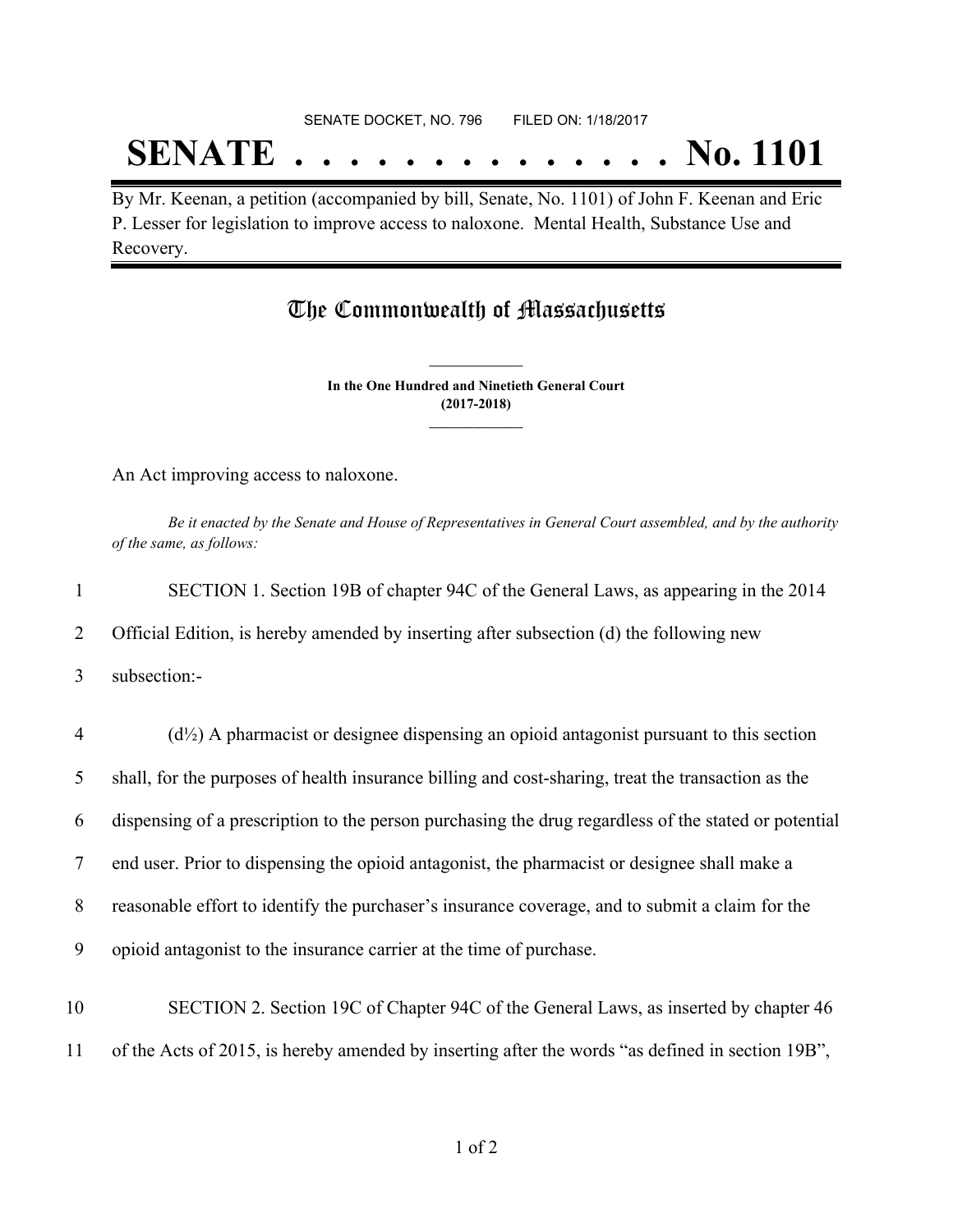SENATE DOCKET, NO. 796 FILED ON: 1/18/2017

# SENATE . . . . . . . . . . . . . . No. 1101

By Mr. Keenan, a petition (accompanied by bill, Senate, No. 1101) of John F. Keenan and Eric P. Lesser for legislation to improve access to naloxone. Mental Health, Substance Use and Recovery.

## The Commonwealth of Massachusetts

**In the One Hundred and Ninetieth General Court**
**(2017-2018)**

An Act improving access to naloxone.

*Be it enacted by the Senate and House of Representatives in General Court assembled, and by the authority of the same, as follows:*

1 SECTION 1. Section 19B of chapter 94C of the General Laws, as appearing in the 2014
2 Official Edition, is hereby amended by inserting after subsection (d) the following new
3 subsection:-

4 (d½) A pharmacist or designee dispensing an opioid antagonist pursuant to this section
5 shall, for the purposes of health insurance billing and cost-sharing, treat the transaction as the
6 dispensing of a prescription to the person purchasing the drug regardless of the stated or potential
7 end user. Prior to dispensing the opioid antagonist, the pharmacist or designee shall make a
8 reasonable effort to identify the purchaser's insurance coverage, and to submit a claim for the
9 opioid antagonist to the insurance carrier at the time of purchase.

10 SECTION 2. Section 19C of Chapter 94C of the General Laws, as inserted by chapter 46
11 of the Acts of 2015, is hereby amended by inserting after the words "as defined in section 19B",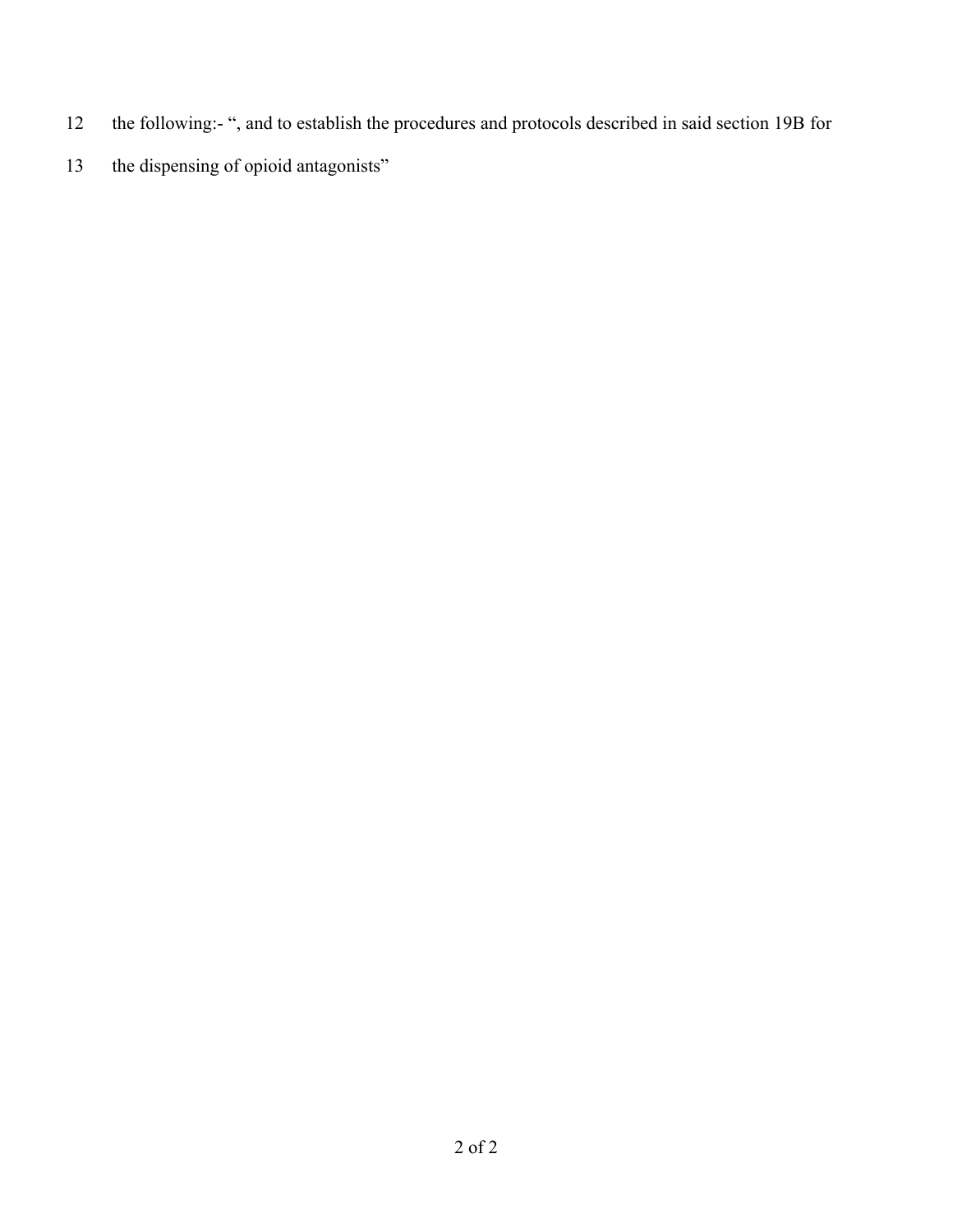12 the following:- “, and to establish the procedures and protocols described in said section 19B for

13 the dispensing of opioid antagonists”